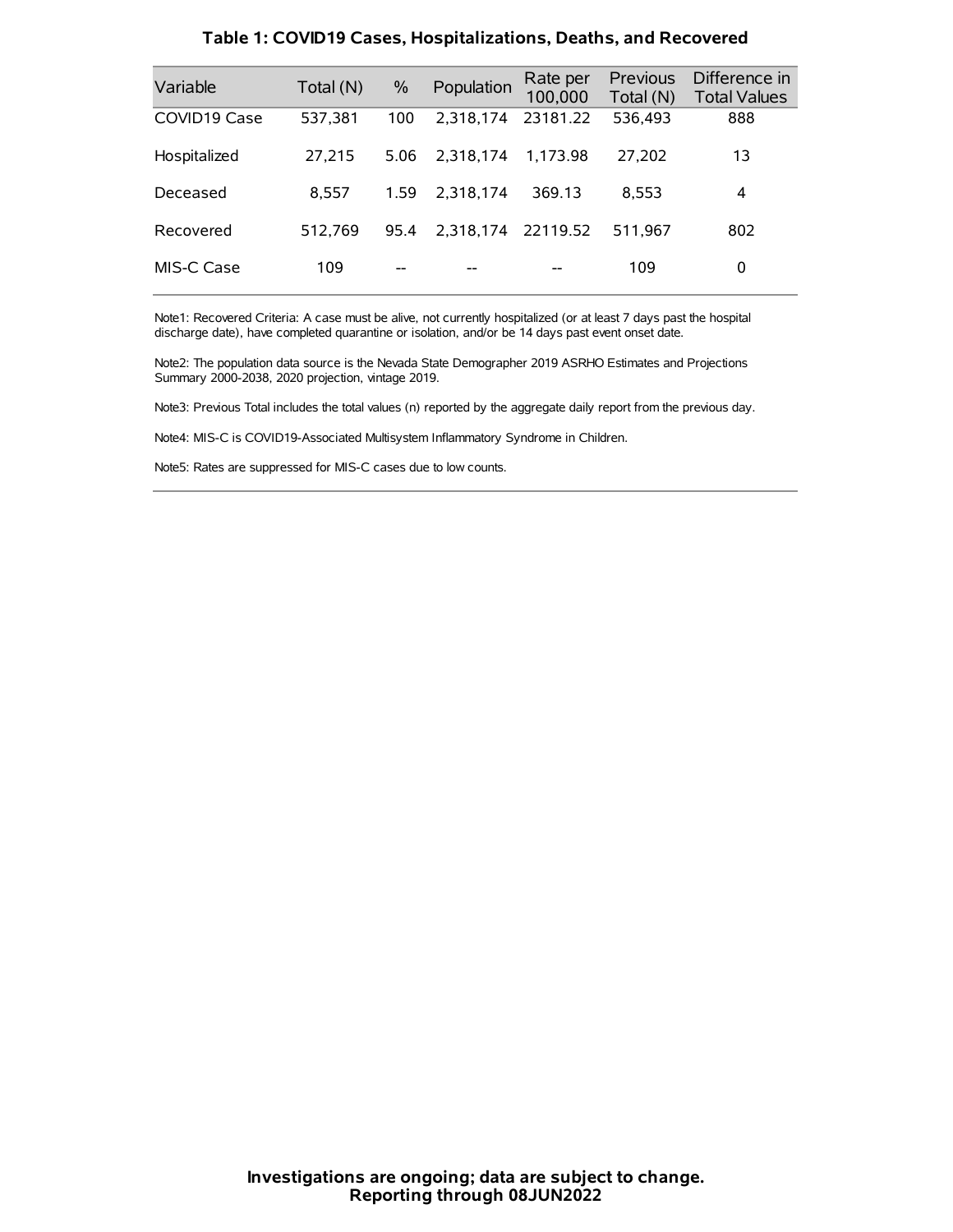# Table 1: COVID19 Cases, Hospitalizations, Deaths, and Recovered

| Variable | Total (N) | % | Population | Rate per 100,000 | Previous Total (N) | Difference in Total Values |
|---|---|---|---|---|---|---|
| COVID19 Case | 537,381 | 100 | 2,318,174 | 23181.22 | 536,493 | 888 |
| Hospitalized | 27,215 | 5.06 | 2,318,174 | 1,173.98 | 27,202 | 13 |
| Deceased | 8,557 | 1.59 | 2,318,174 | 369.13 | 8,553 | 4 |
| Recovered | 512,769 | 95.4 | 2,318,174 | 22119.52 | 511,967 | 802 |
| MIS-C Case | 109 | -- | -- | -- | 109 | 0 |

Note1: Recovered Criteria: A case must be alive, not currently hospitalized (or at least 7 days past the hospital discharge date), have completed quarantine or isolation, and/or be 14 days past event onset date.

Note2: The population data source is the Nevada State Demographer 2019 ASRHO Estimates and Projections Summary 2000-2038, 2020 projection, vintage 2019.

Note3: Previous Total includes the total values (n) reported by the aggregate daily report from the previous day.

Note4: MIS-C is COVID19-Associated Multisystem Inflammatory Syndrome in Children.

Note5: Rates are suppressed for MIS-C cases due to low counts.

**Investigations are ongoing; data are subject to change.**
**Reporting through 08JUN2022**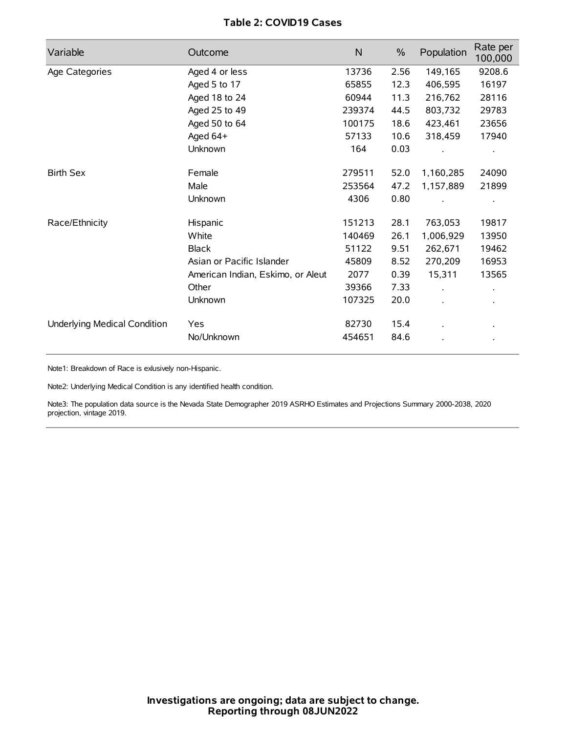**Table 2: COVID19 Cases**

| Variable | Outcome | N | % | Population | Rate per 100,000 |
|---|---|---|---|---|---|
| Age Categories | Aged 4 or less | 13736 | 2.56 | 149,165 | 9208.6 |
| | Aged 5 to 17 | 65855 | 12.3 | 406,595 | 16197 |
| | Aged 18 to 24 | 60944 | 11.3 | 216,762 | 28116 |
| | Aged 25 to 49 | 239374 | 44.5 | 803,732 | 29783 |
| | Aged 50 to 64 | 100175 | 18.6 | 423,461 | 23656 |
| | Aged 64+ | 57133 | 10.6 | 318,459 | 17940 |
| | Unknown | 164 | 0.03 | . | . |
| Birth Sex | Female | 279511 | 52.0 | 1,160,285 | 24090 |
| | Male | 253564 | 47.2 | 1,157,889 | 21899 |
| | Unknown | 4306 | 0.80 | . | . |
| Race/Ethnicity | Hispanic | 151213 | 28.1 | 763,053 | 19817 |
| | White | 140469 | 26.1 | 1,006,929 | 13950 |
| | Black | 51122 | 9.51 | 262,671 | 19462 |
| | Asian or Pacific Islander | 45809 | 8.52 | 270,209 | 16953 |
| | American Indian, Eskimo, or Aleut | 2077 | 0.39 | 15,311 | 13565 |
| | Other | 39366 | 7.33 | . | . |
| | Unknown | 107325 | 20.0 | . | . |
| Underlying Medical Condition | Yes | 82730 | 15.4 | . | . |
| | No/Unknown | 454651 | 84.6 | . | . |

Note1: Breakdown of Race is exlusively non-Hispanic.

Note2: Underlying Medical Condition is any identified health condition.

Note3: The population data source is the Nevada State Demographer 2019 ASRHO Estimates and Projections Summary 2000-2038, 2020 projection, vintage 2019.

**Investigations are ongoing; data are subject to change.**
**Reporting through 08JUN2022**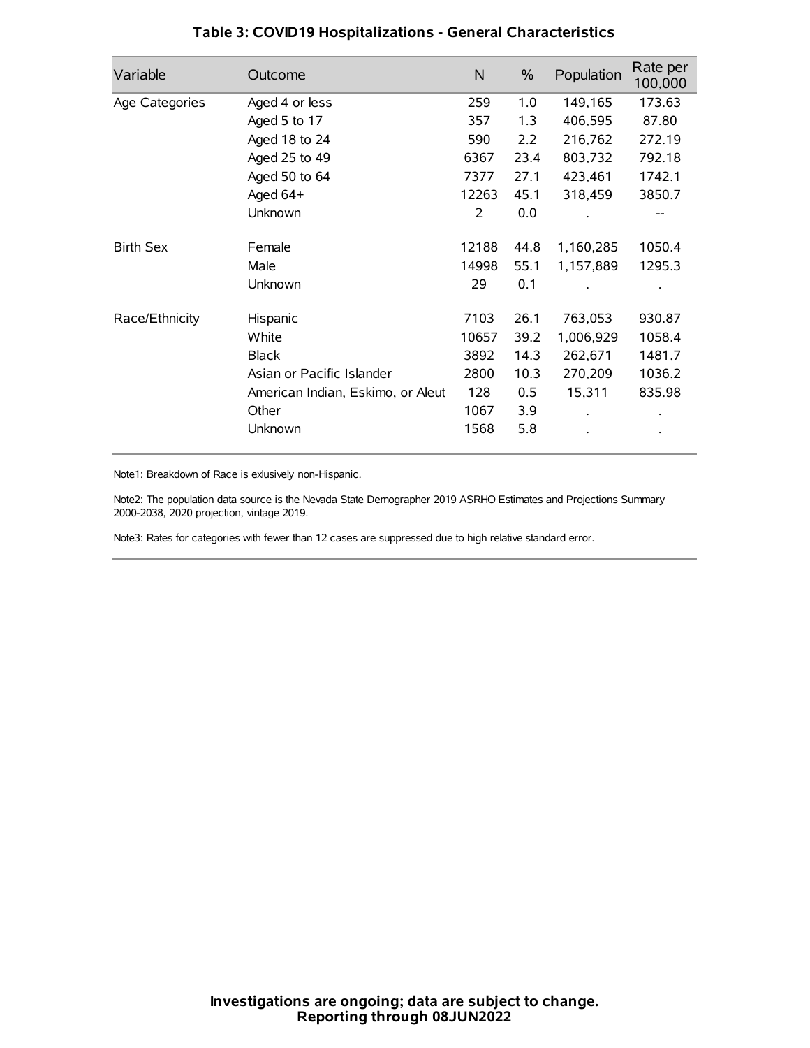## Table 3: COVID19 Hospitalizations - General Characteristics

| Variable | Outcome | N | % | Population | Rate per 100,000 |
|---|---|---|---|---|---|
| Age Categories | Aged 4 or less | 259 | 1.0 | 149,165 | 173.63 |
| | Aged 5 to 17 | 357 | 1.3 | 406,595 | 87.80 |
| | Aged 18 to 24 | 590 | 2.2 | 216,762 | 272.19 |
| | Aged 25 to 49 | 6367 | 23.4 | 803,732 | 792.18 |
| | Aged 50 to 64 | 7377 | 27.1 | 423,461 | 1742.1 |
| | Aged 64+ | 12263 | 45.1 | 318,459 | 3850.7 |
| | Unknown | 2 | 0.0 | . | -- |
| Birth Sex | Female | 12188 | 44.8 | 1,160,285 | 1050.4 |
| | Male | 14998 | 55.1 | 1,157,889 | 1295.3 |
| | Unknown | 29 | 0.1 | . | . |
| Race/Ethnicity | Hispanic | 7103 | 26.1 | 763,053 | 930.87 |
| | White | 10657 | 39.2 | 1,006,929 | 1058.4 |
| | Black | 3892 | 14.3 | 262,671 | 1481.7 |
| | Asian or Pacific Islander | 2800 | 10.3 | 270,209 | 1036.2 |
| | American Indian, Eskimo, or Aleut | 128 | 0.5 | 15,311 | 835.98 |
| | Other | 1067 | 3.9 | . | . |
| | Unknown | 1568 | 5.8 | . | . |

Note1: Breakdown of Race is exlusively non-Hispanic.

Note2: The population data source is the Nevada State Demographer 2019 ASRHO Estimates and Projections Summary 2000-2038, 2020 projection, vintage 2019.

Note3: Rates for categories with fewer than 12 cases are suppressed due to high relative standard error.

**Investigations are ongoing; data are subject to change.**
**Reporting through 08JUN2022**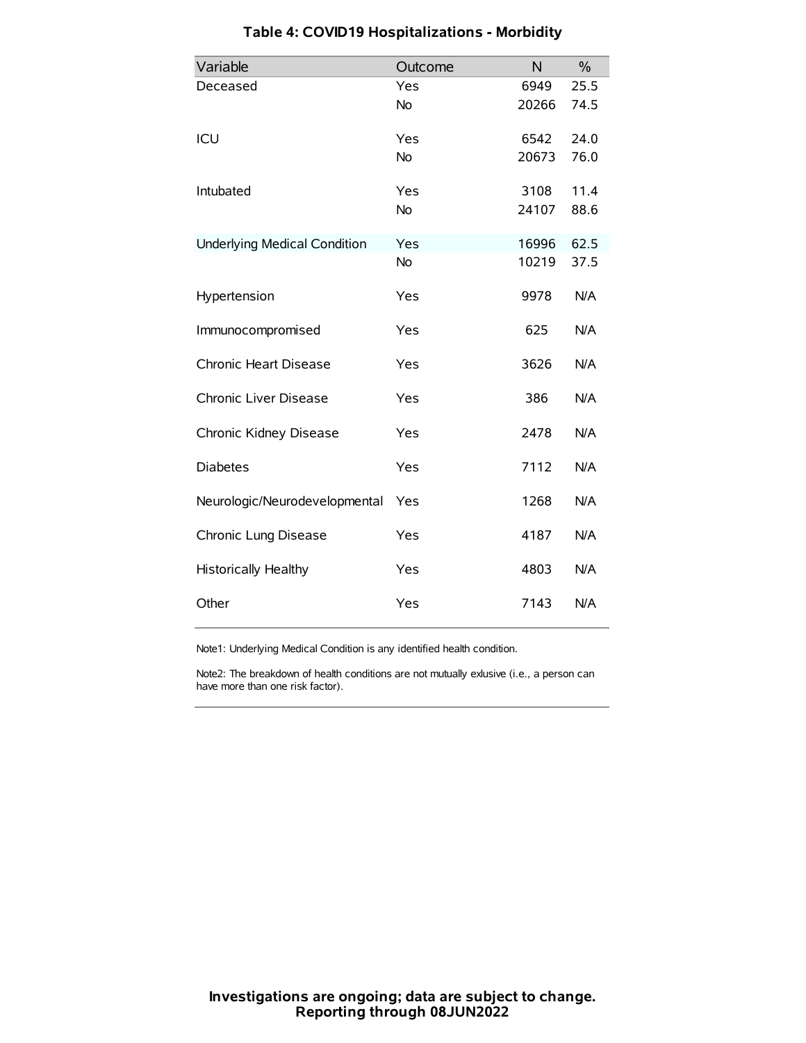## Table 4: COVID19 Hospitalizations - Morbidity

| Variable | Outcome | N | % |
|---|---|---|---|
| Deceased | Yes | 6949 | 25.5 |
| | No | 20266 | 74.5 |
| ICU | Yes | 6542 | 24.0 |
| | No | 20673 | 76.0 |
| Intubated | Yes | 3108 | 11.4 |
| | No | 24107 | 88.6 |
| Underlying Medical Condition | Yes | 16996 | 62.5 |
| | No | 10219 | 37.5 |
| Hypertension | Yes | 9978 | N/A |
| Immunocompromised | Yes | 625 | N/A |
| Chronic Heart Disease | Yes | 3626 | N/A |
| Chronic Liver Disease | Yes | 386 | N/A |
| Chronic Kidney Disease | Yes | 2478 | N/A |
| Diabetes | Yes | 7112 | N/A |
| Neurologic/Neurodevelopmental | Yes | 1268 | N/A |
| Chronic Lung Disease | Yes | 4187 | N/A |
| Historically Healthy | Yes | 4803 | N/A |
| Other | Yes | 7143 | N/A |

Note1: Underlying Medical Condition is any identified health condition.

Note2: The breakdown of health conditions are not mutually exlusive (i.e., a person can have more than one risk factor).

**Investigations are ongoing; data are subject to change.**
**Reporting through 08JUN2022**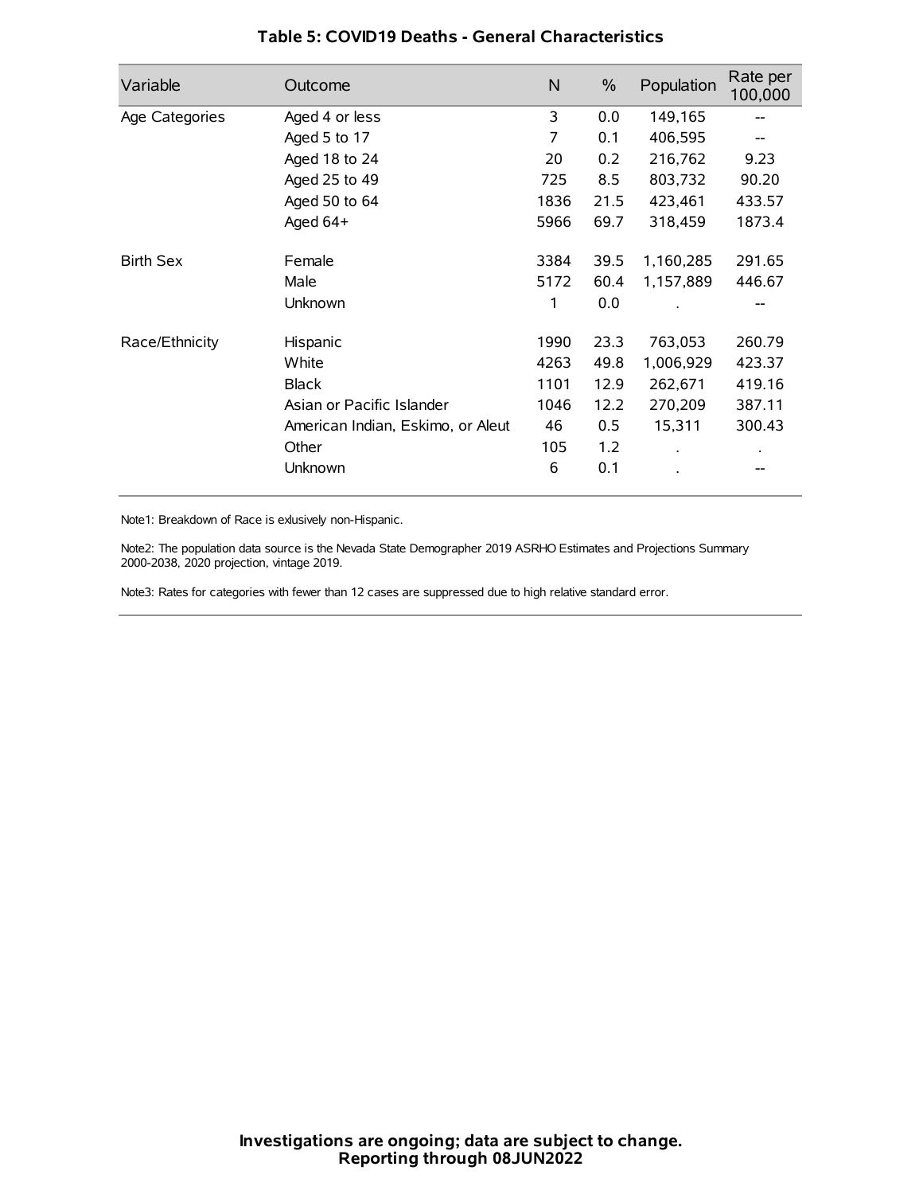# Table 5: COVID19 Deaths - General Characteristics

| Variable | Outcome | N | % | Population | Rate per 100,000 |
|---|---|---|---|---|---|
| Age Categories | Aged 4 or less | 3 | 0.0 | 149,165 | -- |
| | Aged 5 to 17 | 7 | 0.1 | 406,595 | -- |
| | Aged 18 to 24 | 20 | 0.2 | 216,762 | 9.23 |
| | Aged 25 to 49 | 725 | 8.5 | 803,732 | 90.20 |
| | Aged 50 to 64 | 1836 | 21.5 | 423,461 | 433.57 |
| | Aged 64+ | 5966 | 69.7 | 318,459 | 1873.4 |
| Birth Sex | Female | 3384 | 39.5 | 1,160,285 | 291.65 |
| | Male | 5172 | 60.4 | 1,157,889 | 446.67 |
| | Unknown | 1 | 0.0 | . | -- |
| Race/Ethnicity | Hispanic | 1990 | 23.3 | 763,053 | 260.79 |
| | White | 4263 | 49.8 | 1,006,929 | 423.37 |
| | Black | 1101 | 12.9 | 262,671 | 419.16 |
| | Asian or Pacific Islander | 1046 | 12.2 | 270,209 | 387.11 |
| | American Indian, Eskimo, or Aleut | 46 | 0.5 | 15,311 | 300.43 |
| | Other | 105 | 1.2 | . | . |
| | Unknown | 6 | 0.1 | . | -- |

Note1: Breakdown of Race is exlusively non-Hispanic.

Note2: The population data source is the Nevada State Demographer 2019 ASRHO Estimates and Projections Summary 2000-2038, 2020 projection, vintage 2019.

Note3: Rates for categories with fewer than 12 cases are suppressed due to high relative standard error.

**Investigations are ongoing; data are subject to change. Reporting through 08JUN2022**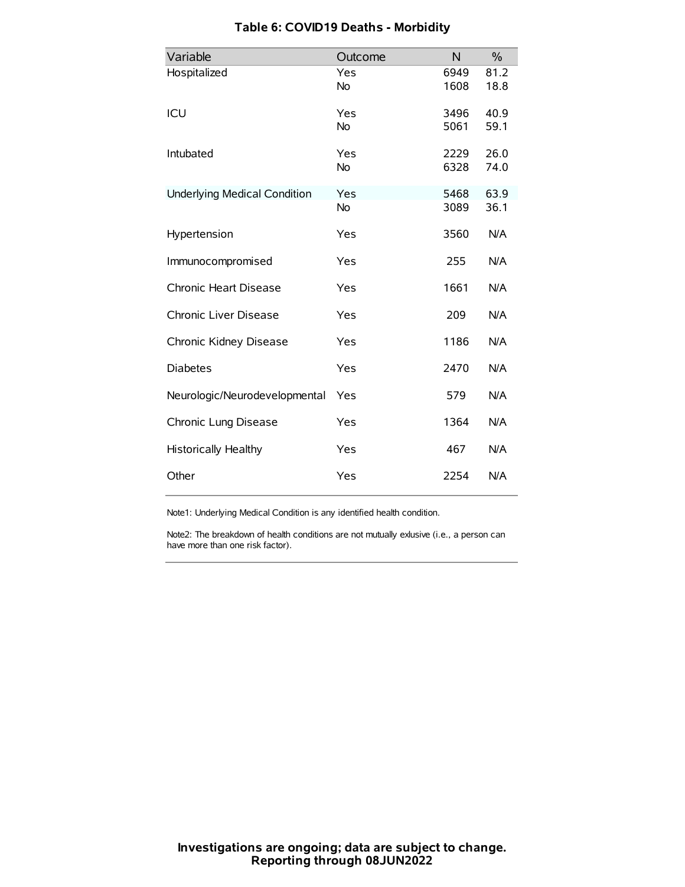# Table 6: COVID19 Deaths - Morbidity

| Variable | Outcome | N | % |
|---|---|---|---|
| Hospitalized | Yes | 6949 | 81.2 |
| | No | 1608 | 18.8 |
| ICU | Yes | 3496 | 40.9 |
| | No | 5061 | 59.1 |
| Intubated | Yes | 2229 | 26.0 |
| | No | 6328 | 74.0 |
| Underlying Medical Condition | Yes | 5468 | 63.9 |
| | No | 3089 | 36.1 |
| Hypertension | Yes | 3560 | N/A |
| Immunocompromised | Yes | 255 | N/A |
| Chronic Heart Disease | Yes | 1661 | N/A |
| Chronic Liver Disease | Yes | 209 | N/A |
| Chronic Kidney Disease | Yes | 1186 | N/A |
| Diabetes | Yes | 2470 | N/A |
| Neurologic/Neurodevelopmental | Yes | 579 | N/A |
| Chronic Lung Disease | Yes | 1364 | N/A |
| Historically Healthy | Yes | 467 | N/A |
| Other | Yes | 2254 | N/A |

Note1: Underlying Medical Condition is any identified health condition.

Note2: The breakdown of health conditions are not mutually exlusive (i.e., a person can have more than one risk factor).

**Investigations are ongoing; data are subject to change.**
**Reporting through 08JUN2022**